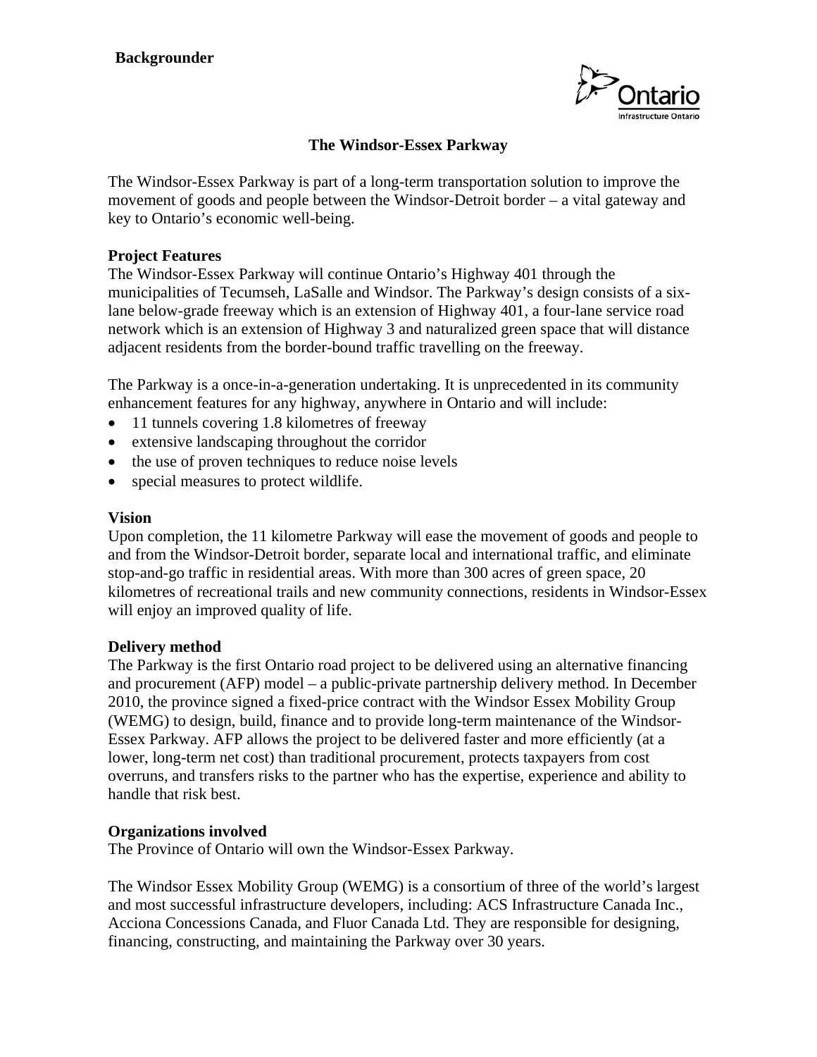**Backgrounder**

# The Windsor-Essex Parkway

The Windsor-Essex Parkway is part of a long-term transportation solution to improve the movement of goods and people between the Windsor-Detroit border – a vital gateway and key to Ontario's economic well-being.

## Project Features

The Windsor-Essex Parkway will continue Ontario's Highway 401 through the municipalities of Tecumseh, LaSalle and Windsor. The Parkway's design consists of a six-lane below-grade freeway which is an extension of Highway 401, a four-lane service road network which is an extension of Highway 3 and naturalized green space that will distance adjacent residents from the border-bound traffic travelling on the freeway.

The Parkway is a once-in-a-generation undertaking. It is unprecedented in its community enhancement features for any highway, anywhere in Ontario and will include:

- 11 tunnels covering 1.8 kilometres of freeway
- extensive landscaping throughout the corridor
- the use of proven techniques to reduce noise levels
- special measures to protect wildlife.

## Vision

Upon completion, the 11 kilometre Parkway will ease the movement of goods and people to and from the Windsor-Detroit border, separate local and international traffic, and eliminate stop-and-go traffic in residential areas. With more than 300 acres of green space, 20 kilometres of recreational trails and new community connections, residents in Windsor-Essex will enjoy an improved quality of life.

## Delivery method

The Parkway is the first Ontario road project to be delivered using an alternative financing and procurement (AFP) model – a public-private partnership delivery method. In December 2010, the province signed a fixed-price contract with the Windsor Essex Mobility Group (WEMG) to design, build, finance and to provide long-term maintenance of the Windsor-Essex Parkway. AFP allows the project to be delivered faster and more efficiently (at a lower, long-term net cost) than traditional procurement, protects taxpayers from cost overruns, and transfers risks to the partner who has the expertise, experience and ability to handle that risk best.

## Organizations involved

The Province of Ontario will own the Windsor-Essex Parkway.

The Windsor Essex Mobility Group (WEMG) is a consortium of three of the world's largest and most successful infrastructure developers, including: ACS Infrastructure Canada Inc., Acciona Concessions Canada, and Fluor Canada Ltd. They are responsible for designing, financing, constructing, and maintaining the Parkway over 30 years.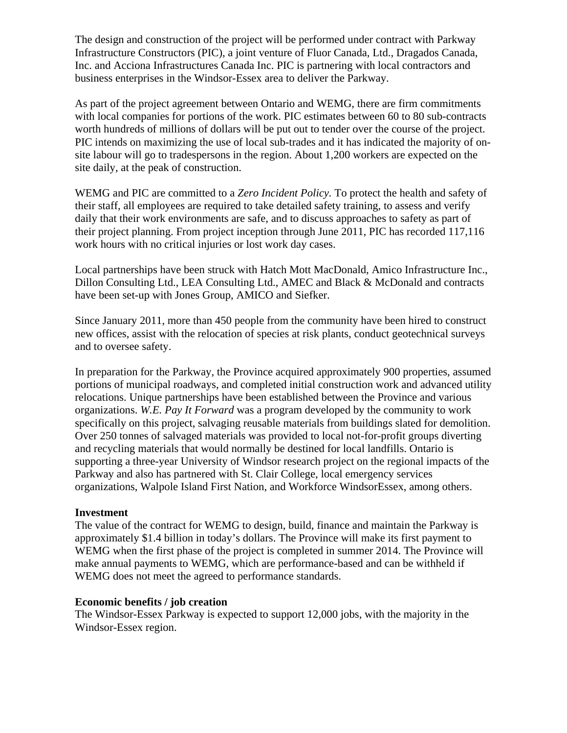The design and construction of the project will be performed under contract with Parkway Infrastructure Constructors (PIC), a joint venture of Fluor Canada, Ltd., Dragados Canada, Inc. and Acciona Infrastructures Canada Inc. PIC is partnering with local contractors and business enterprises in the Windsor-Essex area to deliver the Parkway.

As part of the project agreement between Ontario and WEMG, there are firm commitments with local companies for portions of the work. PIC estimates between 60 to 80 sub-contracts worth hundreds of millions of dollars will be put out to tender over the course of the project. PIC intends on maximizing the use of local sub-trades and it has indicated the majority of on-site labour will go to tradespersons in the region. About 1,200 workers are expected on the site daily, at the peak of construction.

WEMG and PIC are committed to a *Zero Incident Policy.* To protect the health and safety of their staff, all employees are required to take detailed safety training, to assess and verify daily that their work environments are safe, and to discuss approaches to safety as part of their project planning. From project inception through June 2011, PIC has recorded 117,116 work hours with no critical injuries or lost work day cases.

Local partnerships have been struck with Hatch Mott MacDonald, Amico Infrastructure Inc., Dillon Consulting Ltd., LEA Consulting Ltd., AMEC and Black & McDonald and contracts have been set-up with Jones Group, AMICO and Siefker.

Since January 2011, more than 450 people from the community have been hired to construct new offices, assist with the relocation of species at risk plants, conduct geotechnical surveys and to oversee safety.

In preparation for the Parkway, the Province acquired approximately 900 properties, assumed portions of municipal roadways, and completed initial construction work and advanced utility relocations. Unique partnerships have been established between the Province and various organizations. *W.E. Pay It Forward* was a program developed by the community to work specifically on this project, salvaging reusable materials from buildings slated for demolition. Over 250 tonnes of salvaged materials was provided to local not-for-profit groups diverting and recycling materials that would normally be destined for local landfills. Ontario is supporting a three-year University of Windsor research project on the regional impacts of the Parkway and also has partnered with St. Clair College, local emergency services organizations, Walpole Island First Nation, and Workforce WindsorEssex, among others.

**Investment**

The value of the contract for WEMG to design, build, finance and maintain the Parkway is approximately $1.4 billion in today's dollars. The Province will make its first payment to WEMG when the first phase of the project is completed in summer 2014. The Province will make annual payments to WEMG, which are performance-based and can be withheld if WEMG does not meet the agreed to performance standards.

**Economic benefits / job creation**

The Windsor-Essex Parkway is expected to support 12,000 jobs, with the majority in the Windsor-Essex region.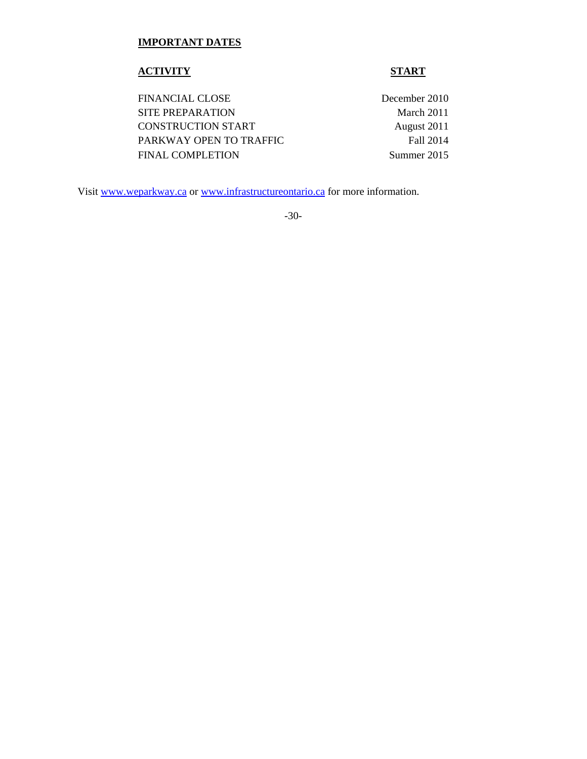**IMPORTANT DATES**

| **ACTIVITY** | **START** |
|---|---|
| FINANCIAL CLOSE | December 2010 |
| SITE PREPARATION | March 2011 |
| CONSTRUCTION START | August 2011 |
| PARKWAY OPEN TO TRAFFIC | Fall 2014 |
| FINAL COMPLETION | Summer 2015 |

Visit [www.weparkway.ca](http://www.weparkway.ca) or [www.infrastructureontario.ca](http://www.infrastructureontario.ca) for more information.

-30-